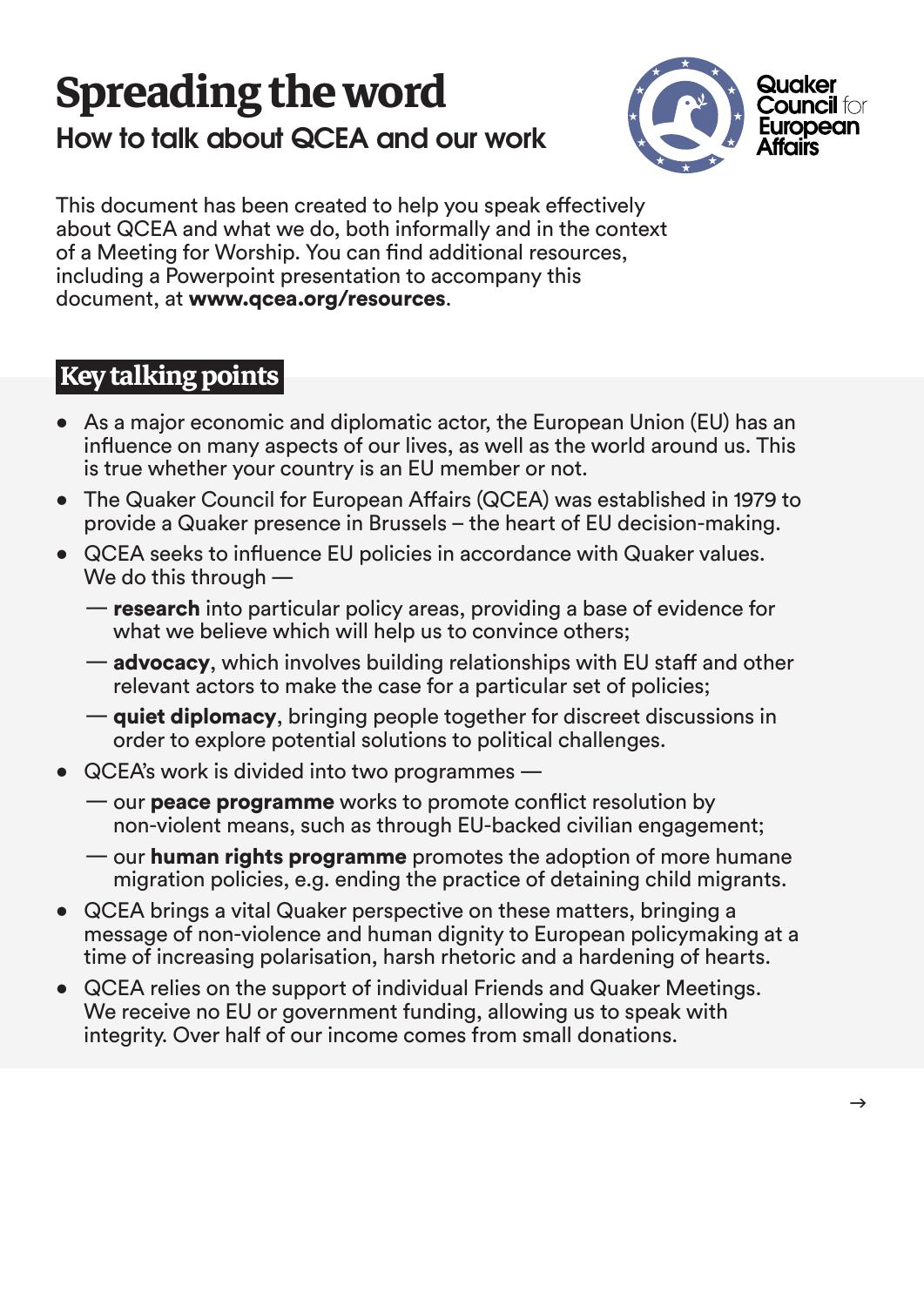# Spreading the word

## How to talk about QCEA and our work

Quaker Council for European Affairs

This document has been created to help you speak effectively about QCEA and what we do, both informally and in the context of a Meeting for Worship. You can find additional resources, including a Powerpoint presentation to accompany this document, at **www.qcea.org/resources**.

## Key talking points

- As a major economic and diplomatic actor, the European Union (EU) has an influence on many aspects of our lives, as well as the world around us. This is true whether your country is an EU member or not.
- The Quaker Council for European Affairs (QCEA) was established in 1979 to provide a Quaker presence in Brussels – the heart of EU decision-making.
- QCEA seeks to influence EU policies in accordance with Quaker values. We do this through —
  - — **research** into particular policy areas, providing a base of evidence for what we believe which will help us to convince others;
  - — **advocacy**, which involves building relationships with EU staff and other relevant actors to make the case for a particular set of policies;
  - — **quiet diplomacy**, bringing people together for discreet discussions in order to explore potential solutions to political challenges.
- QCEA's work is divided into two programmes —
  - — our **peace programme** works to promote conflict resolution by non-violent means, such as through EU-backed civilian engagement;
  - — our **human rights programme** promotes the adoption of more humane migration policies, e.g. ending the practice of detaining child migrants.
- QCEA brings a vital Quaker perspective on these matters, bringing a message of non-violence and human dignity to European policymaking at a time of increasing polarisation, harsh rhetoric and a hardening of hearts.
- QCEA relies on the support of individual Friends and Quaker Meetings. We receive no EU or government funding, allowing us to speak with integrity. Over half of our income comes from small donations.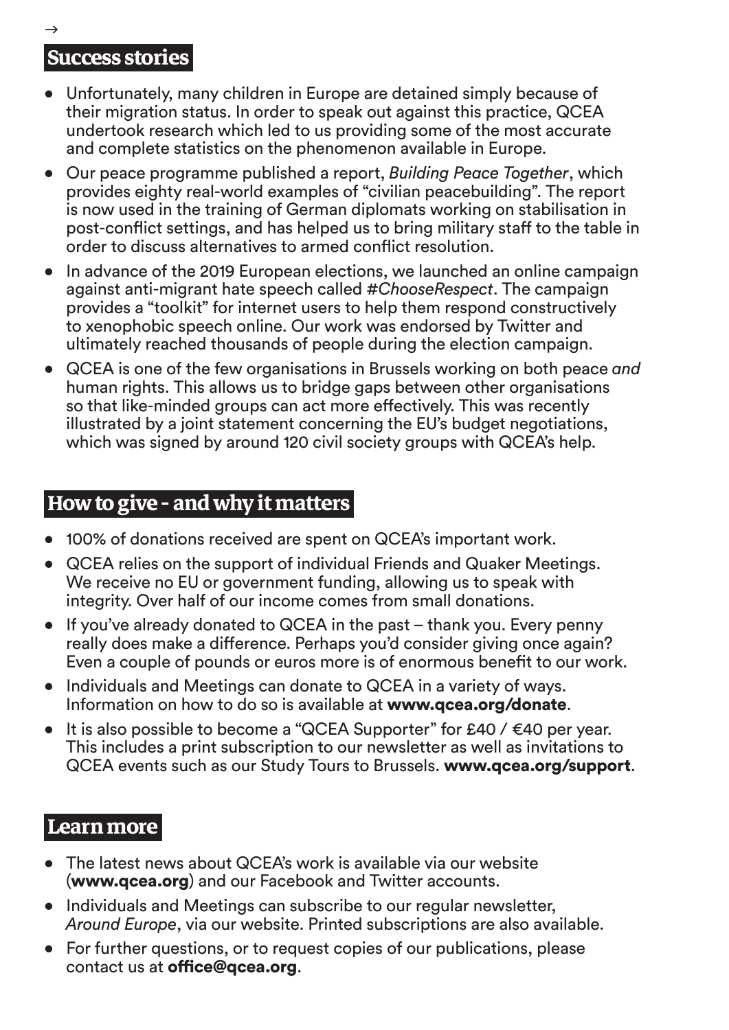→

## Success stories

- Unfortunately, many children in Europe are detained simply because of their migration status. In order to speak out against this practice, QCEA undertook research which led to us providing some of the most accurate and complete statistics on the phenomenon available in Europe.
- Our peace programme published a report, *Building Peace Together*, which provides eighty real-world examples of "civilian peacebuilding". The report is now used in the training of German diplomats working on stabilisation in post-conflict settings, and has helped us to bring military staff to the table in order to discuss alternatives to armed conflict resolution.
- In advance of the 2019 European elections, we launched an online campaign against anti-migrant hate speech called *#ChooseRespect*. The campaign provides a "toolkit" for internet users to help them respond constructively to xenophobic speech online. Our work was endorsed by Twitter and ultimately reached thousands of people during the election campaign.
- QCEA is one of the few organisations in Brussels working on both peace *and* human rights. This allows us to bridge gaps between other organisations so that like-minded groups can act more effectively. This was recently illustrated by a joint statement concerning the EU's budget negotiations, which was signed by around 120 civil society groups with QCEA's help.

## How to give - and why it matters

- 100% of donations received are spent on QCEA's important work.
- QCEA relies on the support of individual Friends and Quaker Meetings. We receive no EU or government funding, allowing us to speak with integrity. Over half of our income comes from small donations.
- If you've already donated to QCEA in the past – thank you. Every penny really does make a difference. Perhaps you'd consider giving once again? Even a couple of pounds or euros more is of enormous benefit to our work.
- Individuals and Meetings can donate to QCEA in a variety of ways. Information on how to do so is available at **www.qcea.org/donate**.
- It is also possible to become a "QCEA Supporter" for £40 / €40 per year. This includes a print subscription to our newsletter as well as invitations to QCEA events such as our Study Tours to Brussels. **www.qcea.org/support**.

## Learn more

- The latest news about QCEA's work is available via our website (**www.qcea.org**) and our Facebook and Twitter accounts.
- Individuals and Meetings can subscribe to our regular newsletter, *Around Europe*, via our website. Printed subscriptions are also available.
- For further questions, or to request copies of our publications, please contact us at **office@qcea.org**.